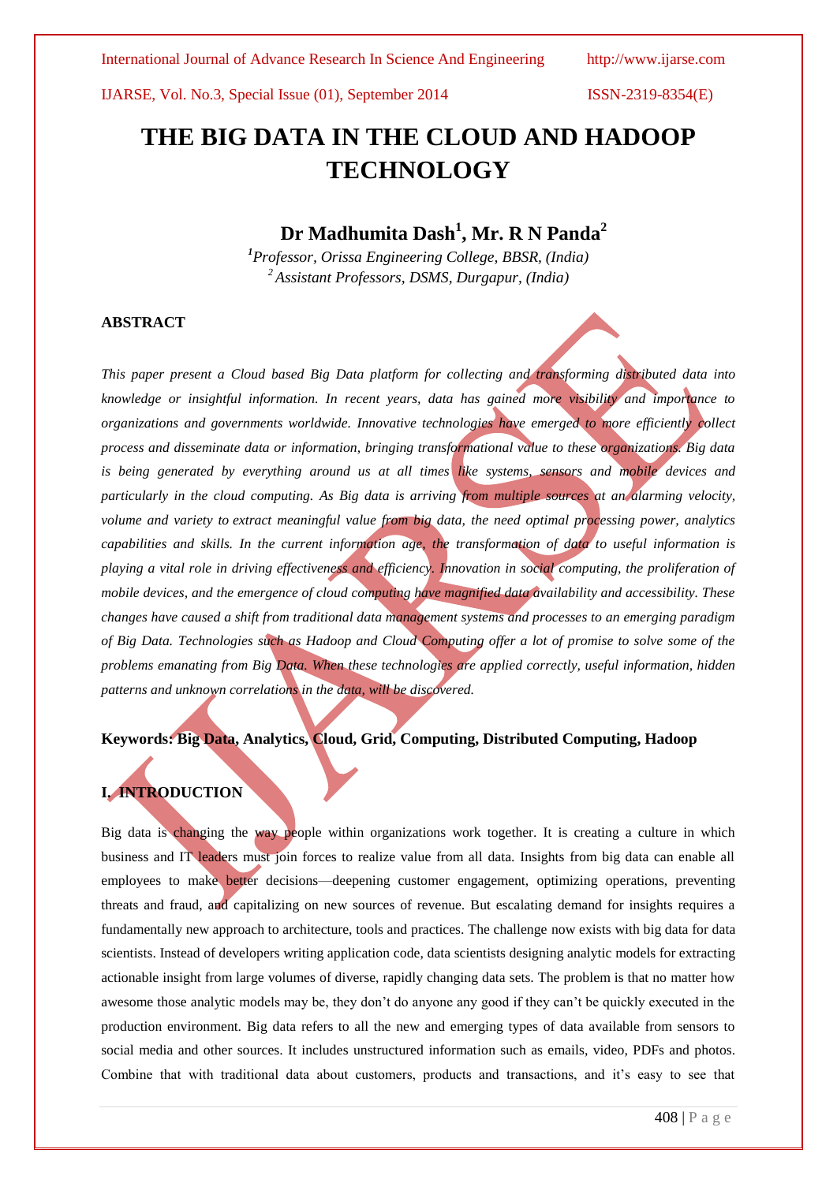# THE BIG DATA IN THE CLOUD AND HADOOP TECHNOLOGY

**Dr Madhumita Dash[1], Mr. R N Panda[2]**

*[1]Professor, Orissa Engineering College, BBSR, (India)*
*[2]Assistant Professors, DSMS, Durgapur, (India)*

## ABSTRACT

*This paper present a Cloud based Big Data platform for collecting and transforming distributed data into knowledge or insightful information. In recent years, data has gained more visibility and importance to organizations and governments worldwide. Innovative technologies have emerged to more efficiently collect process and disseminate data or information, bringing transformational value to these organizations. Big data is being generated by everything around us at all times like systems, sensors and mobile devices and particularly in the cloud computing. As Big data is arriving from multiple sources at an alarming velocity, volume and variety to extract meaningful value from big data, the need optimal processing power, analytics capabilities and skills. In the current information age, the transformation of data to useful information is playing a vital role in driving effectiveness and efficiency. Innovation in social computing, the proliferation of mobile devices, and the emergence of cloud computing have magnified data availability and accessibility. These changes have caused a shift from traditional data management systems and processes to an emerging paradigm of Big Data. Technologies such as Hadoop and Cloud Computing offer a lot of promise to solve some of the problems emanating from Big Data. When these technologies are applied correctly, useful information, hidden patterns and unknown correlations in the data, will be discovered.*

**Keywords: Big Data, Analytics, Cloud, Grid, Computing, Distributed Computing, Hadoop**

## I. INTRODUCTION

Big data is changing the way people within organizations work together. It is creating a culture in which business and IT leaders must join forces to realize value from all data. Insights from big data can enable all employees to make better decisions—deepening customer engagement, optimizing operations, preventing threats and fraud, and capitalizing on new sources of revenue. But escalating demand for insights requires a fundamentally new approach to architecture, tools and practices. The challenge now exists with big data for data scientists. Instead of developers writing application code, data scientists designing analytic models for extracting actionable insight from large volumes of diverse, rapidly changing data sets. The problem is that no matter how awesome those analytic models may be, they don't do anyone any good if they can't be quickly executed in the production environment. Big data refers to all the new and emerging types of data available from sensors to social media and other sources. It includes unstructured information such as emails, video, PDFs and photos. Combine that with traditional data about customers, products and transactions, and it's easy to see that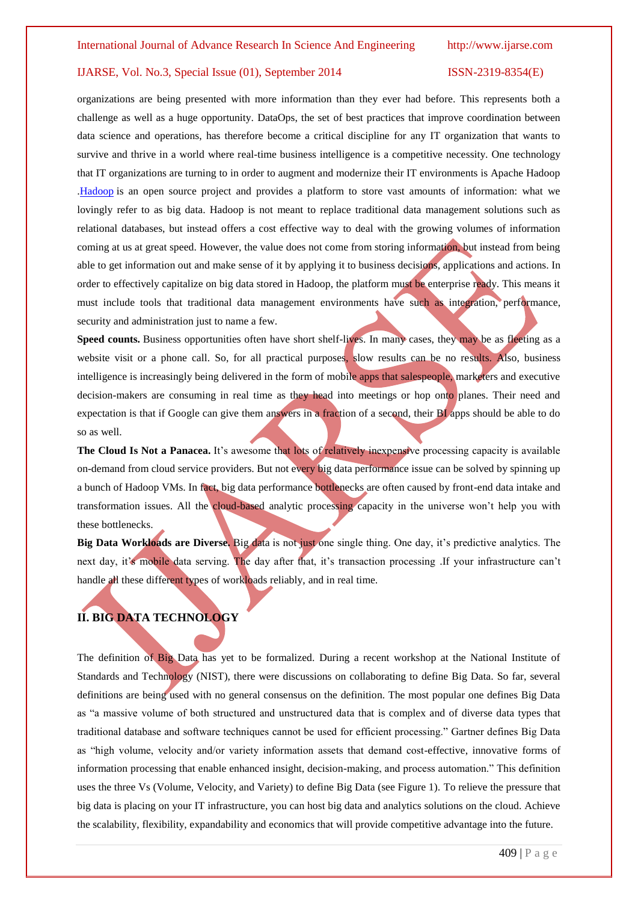organizations are being presented with more information than they ever had before. This represents both a challenge as well as a huge opportunity. DataOps, the set of best practices that improve coordination between data science and operations, has therefore become a critical discipline for any IT organization that wants to survive and thrive in a world where real-time business intelligence is a competitive necessity. One technology that IT organizations are turning to in order to augment and modernize their IT environments is Apache Hadoop .Hadoop is an open source project and provides a platform to store vast amounts of information: what we lovingly refer to as big data. Hadoop is not meant to replace traditional data management solutions such as relational databases, but instead offers a cost effective way to deal with the growing volumes of information coming at us at great speed. However, the value does not come from storing information, but instead from being able to get information out and make sense of it by applying it to business decisions, applications and actions. In order to effectively capitalize on big data stored in Hadoop, the platform must be enterprise ready. This means it must include tools that traditional data management environments have such as integration, performance, security and administration just to name a few.

**Speed counts.** Business opportunities often have short shelf-lives. In many cases, they may be as fleeting as a website visit or a phone call. So, for all practical purposes, slow results can be no results. Also, business intelligence is increasingly being delivered in the form of mobile apps that salespeople, marketers and executive decision-makers are consuming in real time as they head into meetings or hop onto planes. Their need and expectation is that if Google can give them answers in a fraction of a second, their BI apps should be able to do so as well.

**The Cloud Is Not a Panacea.** It's awesome that lots of relatively inexpensive processing capacity is available on-demand from cloud service providers. But not every big data performance issue can be solved by spinning up a bunch of Hadoop VMs. In fact, big data performance bottlenecks are often caused by front-end data intake and transformation issues. All the cloud-based analytic processing capacity in the universe won't help you with these bottlenecks.

**Big Data Workloads are Diverse.** Big data is not just one single thing. One day, it's predictive analytics. The next day, it's mobile data serving. The day after that, it's transaction processing .If your infrastructure can't handle all these different types of workloads reliably, and in real time.

## II. BIG DATA TECHNOLOGY

The definition of Big Data has yet to be formalized. During a recent workshop at the National Institute of Standards and Technology (NIST), there were discussions on collaborating to define Big Data. So far, several definitions are being used with no general consensus on the definition. The most popular one defines Big Data as "a massive volume of both structured and unstructured data that is complex and of diverse data types that traditional database and software techniques cannot be used for efficient processing." Gartner defines Big Data as "high volume, velocity and/or variety information assets that demand cost-effective, innovative forms of information processing that enable enhanced insight, decision-making, and process automation." This definition uses the three Vs (Volume, Velocity, and Variety) to define Big Data (see Figure 1). To relieve the pressure that big data is placing on your IT infrastructure, you can host big data and analytics solutions on the cloud. Achieve the scalability, flexibility, expandability and economics that will provide competitive advantage into the future.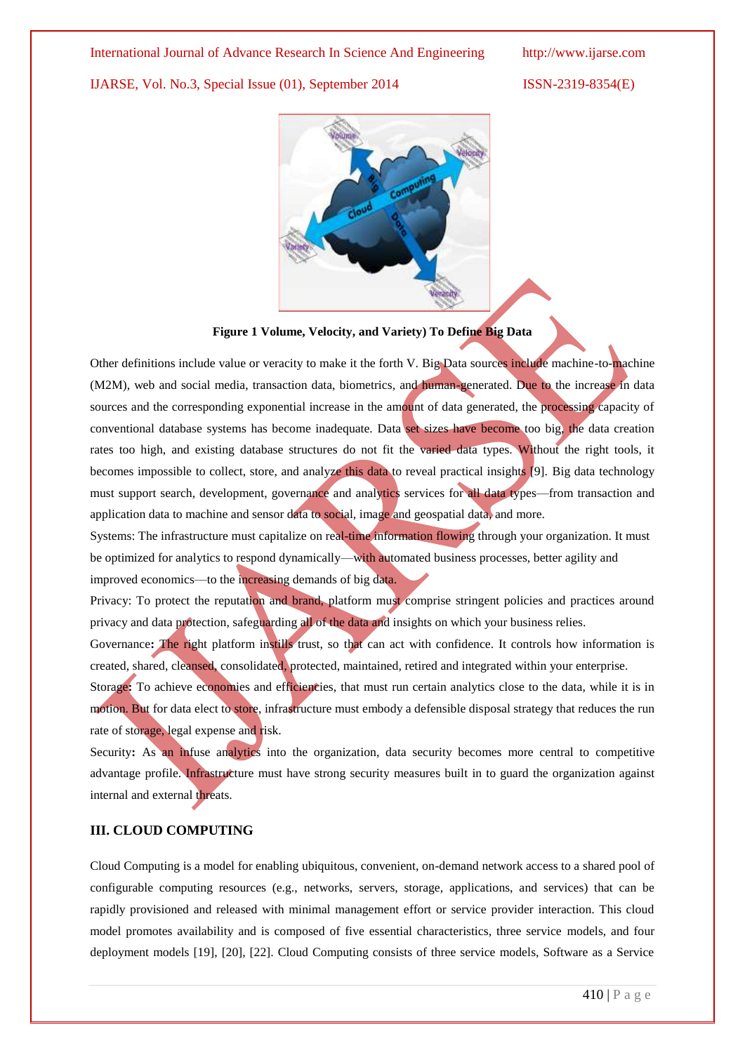**Figure 1 Volume, Velocity, and Variety) To Define Big Data**

Other definitions include value or veracity to make it the forth V. Big Data sources include machine-to-machine (M2M), web and social media, transaction data, biometrics, and human-generated. Due to the increase in data sources and the corresponding exponential increase in the amount of data generated, the processing capacity of conventional database systems has become inadequate. Data set sizes have become too big, the data creation rates too high, and existing database structures do not fit the varied data types. Without the right tools, it becomes impossible to collect, store, and analyze this data to reveal practical insights [9]. Big data technology must support search, development, governance and analytics services for all data types—from transaction and application data to machine and sensor data to social, image and geospatial data, and more.

Systems: The infrastructure must capitalize on real-time information flowing through your organization. It must be optimized for analytics to respond dynamically—with automated business processes, better agility and improved economics—to the increasing demands of big data.

Privacy: To protect the reputation and brand, platform must comprise stringent policies and practices around privacy and data protection, safeguarding all of the data and insights on which your business relies.

Governance**:** The right platform instills trust, so that can act with confidence. It controls how information is created, shared, cleansed, consolidated, protected, maintained, retired and integrated within your enterprise.

Storage**:** To achieve economies and efficiencies, that must run certain analytics close to the data, while it is in motion. But for data elect to store, infrastructure must embody a defensible disposal strategy that reduces the run rate of storage, legal expense and risk.

Security**:** As an infuse analytics into the organization, data security becomes more central to competitive advantage profile. Infrastructure must have strong security measures built in to guard the organization against internal and external threats.

## III. CLOUD COMPUTING

Cloud Computing is a model for enabling ubiquitous, convenient, on-demand network access to a shared pool of configurable computing resources (e.g., networks, servers, storage, applications, and services) that can be rapidly provisioned and released with minimal management effort or service provider interaction. This cloud model promotes availability and is composed of five essential characteristics, three service models, and four deployment models [19], [20], [22]. Cloud Computing consists of three service models, Software as a Service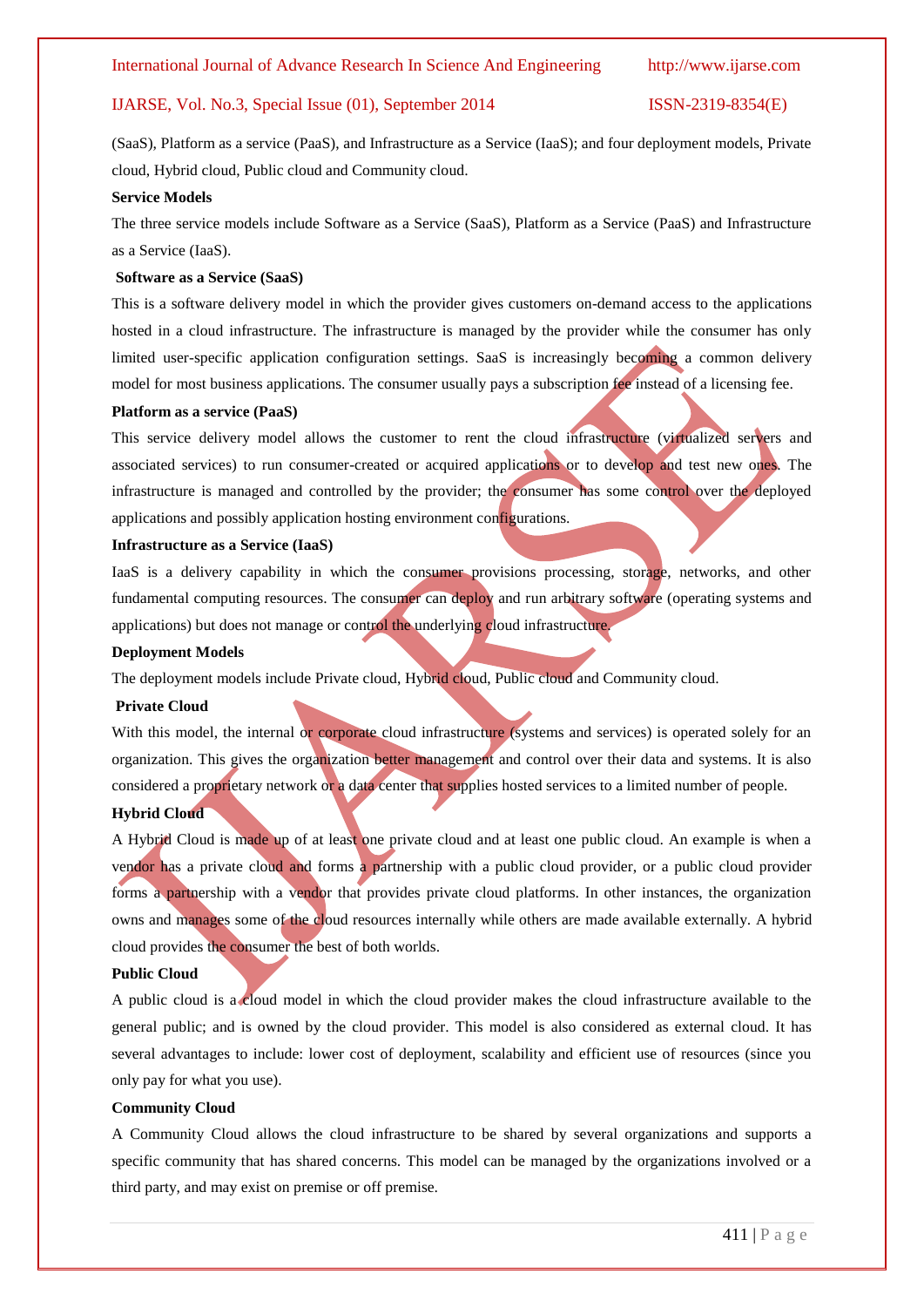(SaaS), Platform as a service (PaaS), and Infrastructure as a Service (IaaS); and four deployment models, Private cloud, Hybrid cloud, Public cloud and Community cloud.

**Service Models**

The three service models include Software as a Service (SaaS), Platform as a Service (PaaS) and Infrastructure as a Service (IaaS).

**Software as a Service (SaaS)**

This is a software delivery model in which the provider gives customers on-demand access to the applications hosted in a cloud infrastructure. The infrastructure is managed by the provider while the consumer has only limited user-specific application configuration settings. SaaS is increasingly becoming a common delivery model for most business applications. The consumer usually pays a subscription fee instead of a licensing fee.

**Platform as a service (PaaS)**

This service delivery model allows the customer to rent the cloud infrastructure (virtualized servers and associated services) to run consumer-created or acquired applications or to develop and test new ones. The infrastructure is managed and controlled by the provider; the consumer has some control over the deployed applications and possibly application hosting environment configurations.

**Infrastructure as a Service (IaaS)**

IaaS is a delivery capability in which the consumer provisions processing, storage, networks, and other fundamental computing resources. The consumer can deploy and run arbitrary software (operating systems and applications) but does not manage or control the underlying cloud infrastructure.

**Deployment Models**

The deployment models include Private cloud, Hybrid cloud, Public cloud and Community cloud.

**Private Cloud**

With this model, the internal or corporate cloud infrastructure (systems and services) is operated solely for an organization. This gives the organization better management and control over their data and systems. It is also considered a proprietary network or a data center that supplies hosted services to a limited number of people.

**Hybrid Cloud**

A Hybrid Cloud is made up of at least one private cloud and at least one public cloud. An example is when a vendor has a private cloud and forms a partnership with a public cloud provider, or a public cloud provider forms a partnership with a vendor that provides private cloud platforms. In other instances, the organization owns and manages some of the cloud resources internally while others are made available externally. A hybrid cloud provides the consumer the best of both worlds.

**Public Cloud**

A public cloud is a cloud model in which the cloud provider makes the cloud infrastructure available to the general public; and is owned by the cloud provider. This model is also considered as external cloud. It has several advantages to include: lower cost of deployment, scalability and efficient use of resources (since you only pay for what you use).

**Community Cloud**

A Community Cloud allows the cloud infrastructure to be shared by several organizations and supports a specific community that has shared concerns. This model can be managed by the organizations involved or a third party, and may exist on premise or off premise.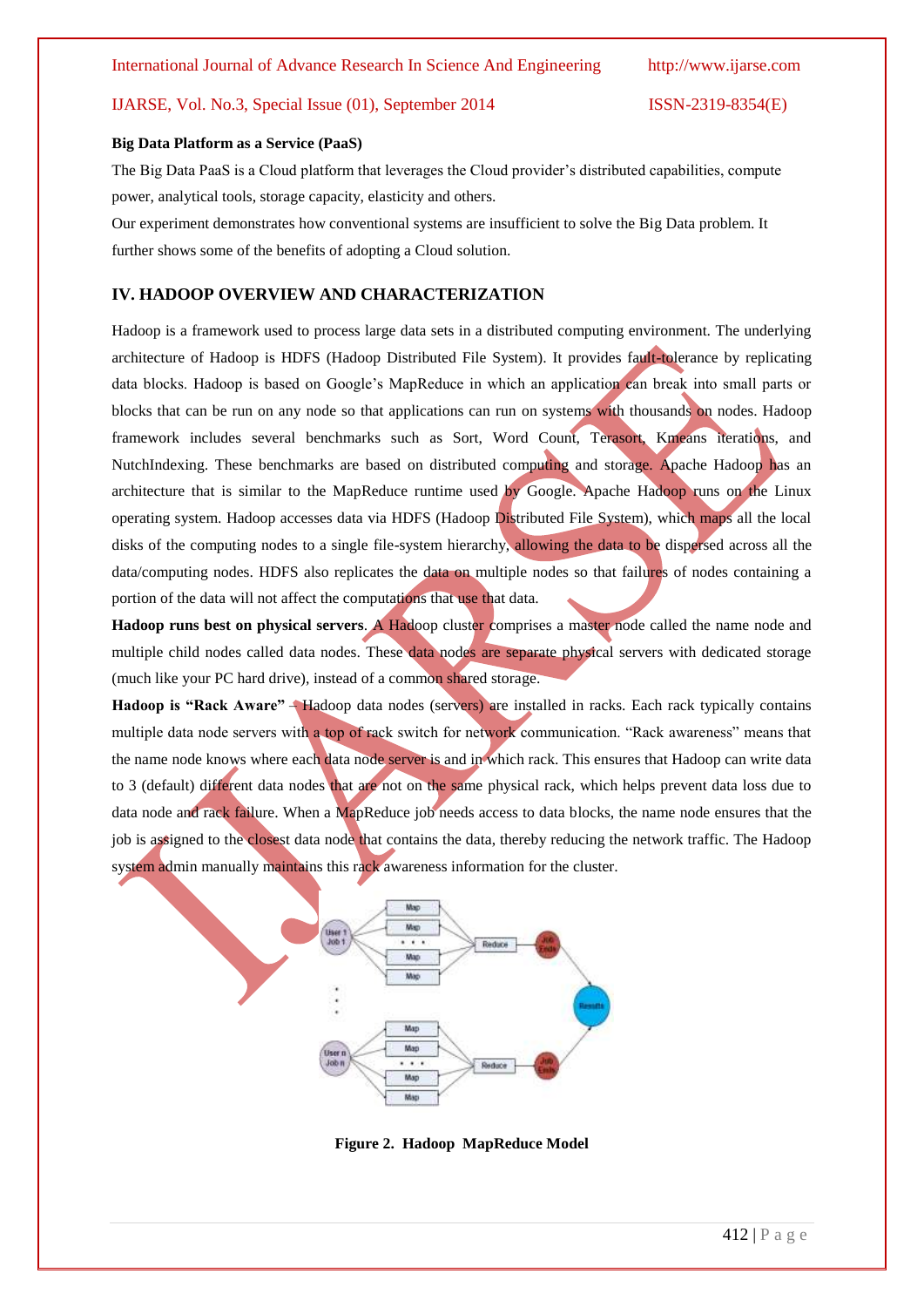**Big Data Platform as a Service (PaaS)**

The Big Data PaaS is a Cloud platform that leverages the Cloud provider's distributed capabilities, compute power, analytical tools, storage capacity, elasticity and others.

Our experiment demonstrates how conventional systems are insufficient to solve the Big Data problem. It further shows some of the benefits of adopting a Cloud solution.

## IV. HADOOP OVERVIEW AND CHARACTERIZATION

Hadoop is a framework used to process large data sets in a distributed computing environment. The underlying architecture of Hadoop is HDFS (Hadoop Distributed File System). It provides fault-tolerance by replicating data blocks. Hadoop is based on Google's MapReduce in which an application can break into small parts or blocks that can be run on any node so that applications can run on systems with thousands on nodes. Hadoop framework includes several benchmarks such as Sort, Word Count, Terasort, Kmeans iterations, and NutchIndexing. These benchmarks are based on distributed computing and storage. Apache Hadoop has an architecture that is similar to the MapReduce runtime used by Google. Apache Hadoop runs on the Linux operating system. Hadoop accesses data via HDFS (Hadoop Distributed File System), which maps all the local disks of the computing nodes to a single file-system hierarchy, allowing the data to be dispersed across all the data/computing nodes. HDFS also replicates the data on multiple nodes so that failures of nodes containing a portion of the data will not affect the computations that use that data.

**Hadoop runs best on physical servers**. A Hadoop cluster comprises a master node called the name node and multiple child nodes called data nodes. These data nodes are separate physical servers with dedicated storage (much like your PC hard drive), instead of a common shared storage.

**Hadoop is "Rack Aware"** – Hadoop data nodes (servers) are installed in racks. Each rack typically contains multiple data node servers with a top of rack switch for network communication. "Rack awareness" means that the name node knows where each data node server is and in which rack. This ensures that Hadoop can write data to 3 (default) different data nodes that are not on the same physical rack, which helps prevent data loss due to data node and rack failure. When a MapReduce job needs access to data blocks, the name node ensures that the job is assigned to the closest data node that contains the data, thereby reducing the network traffic. The Hadoop system admin manually maintains this rack awareness information for the cluster.

**Figure 2. Hadoop MapReduce Model**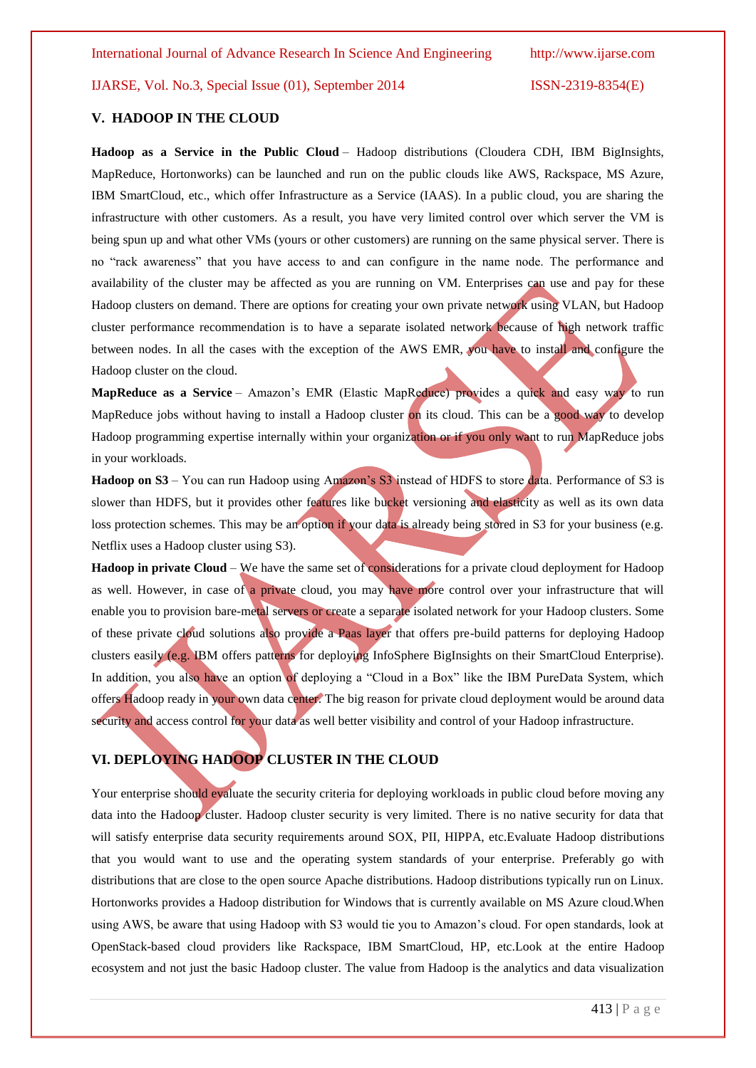## V. HADOOP IN THE CLOUD

**Hadoop as a Service in the Public Cloud** – Hadoop distributions (Cloudera CDH, IBM BigInsights, MapReduce, Hortonworks) can be launched and run on the public clouds like AWS, Rackspace, MS Azure, IBM SmartCloud, etc., which offer Infrastructure as a Service (IAAS). In a public cloud, you are sharing the infrastructure with other customers. As a result, you have very limited control over which server the VM is being spun up and what other VMs (yours or other customers) are running on the same physical server. There is no "rack awareness" that you have access to and can configure in the name node. The performance and availability of the cluster may be affected as you are running on VM. Enterprises can use and pay for these Hadoop clusters on demand. There are options for creating your own private network using VLAN, but Hadoop cluster performance recommendation is to have a separate isolated network because of high network traffic between nodes. In all the cases with the exception of the AWS EMR, you have to install and configure the Hadoop cluster on the cloud.

**MapReduce as a Service** – Amazon's EMR (Elastic MapReduce) provides a quick and easy way to run MapReduce jobs without having to install a Hadoop cluster on its cloud. This can be a good way to develop Hadoop programming expertise internally within your organization or if you only want to run MapReduce jobs in your workloads.

**Hadoop on S3** – You can run Hadoop using Amazon's S3 instead of HDFS to store data. Performance of S3 is slower than HDFS, but it provides other features like bucket versioning and elasticity as well as its own data loss protection schemes. This may be an option if your data is already being stored in S3 for your business (e.g. Netflix uses a Hadoop cluster using S3).

**Hadoop in private Cloud** – We have the same set of considerations for a private cloud deployment for Hadoop as well. However, in case of a private cloud, you may have more control over your infrastructure that will enable you to provision bare-metal servers or create a separate isolated network for your Hadoop clusters. Some of these private cloud solutions also provide a Paas layer that offers pre-build patterns for deploying Hadoop clusters easily (e.g. IBM offers patterns for deploying InfoSphere BigInsights on their SmartCloud Enterprise). In addition, you also have an option of deploying a "Cloud in a Box" like the IBM PureData System, which offers Hadoop ready in your own data center. The big reason for private cloud deployment would be around data security and access control for your data as well better visibility and control of your Hadoop infrastructure.

## VI. DEPLOYING HADOOP CLUSTER IN THE CLOUD

Your enterprise should evaluate the security criteria for deploying workloads in public cloud before moving any data into the Hadoop cluster. Hadoop cluster security is very limited. There is no native security for data that will satisfy enterprise data security requirements around SOX, PII, HIPPA, etc.Evaluate Hadoop distributions that you would want to use and the operating system standards of your enterprise. Preferably go with distributions that are close to the open source Apache distributions. Hadoop distributions typically run on Linux. Hortonworks provides a Hadoop distribution for Windows that is currently available on MS Azure cloud.When using AWS, be aware that using Hadoop with S3 would tie you to Amazon's cloud. For open standards, look at OpenStack-based cloud providers like Rackspace, IBM SmartCloud, HP, etc.Look at the entire Hadoop ecosystem and not just the basic Hadoop cluster. The value from Hadoop is the analytics and data visualization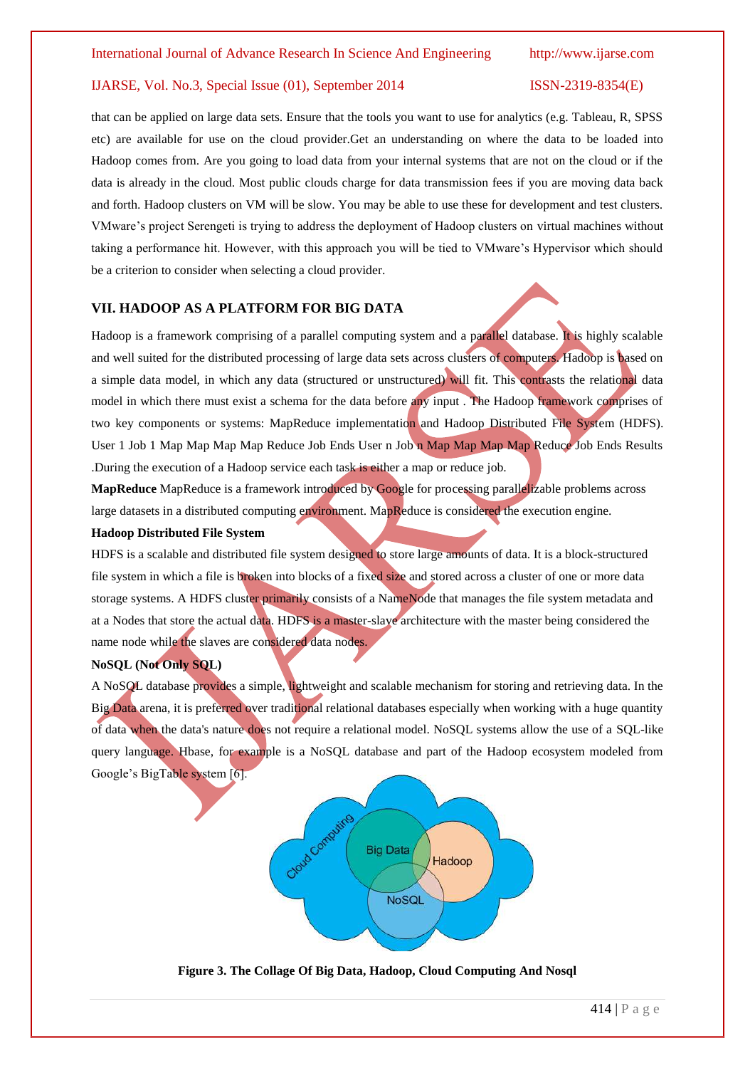that can be applied on large data sets. Ensure that the tools you want to use for analytics (e.g. Tableau, R, SPSS etc) are available for use on the cloud provider.Get an understanding on where the data to be loaded into Hadoop comes from. Are you going to load data from your internal systems that are not on the cloud or if the data is already in the cloud. Most public clouds charge for data transmission fees if you are moving data back and forth. Hadoop clusters on VM will be slow. You may be able to use these for development and test clusters. VMware's project Serengeti is trying to address the deployment of Hadoop clusters on virtual machines without taking a performance hit. However, with this approach you will be tied to VMware's Hypervisor which should be a criterion to consider when selecting a cloud provider.

## VII. HADOOP AS A PLATFORM FOR BIG DATA

Hadoop is a framework comprising of a parallel computing system and a parallel database. It is highly scalable and well suited for the distributed processing of large data sets across clusters of computers. Hadoop is based on a simple data model, in which any data (structured or unstructured) will fit. This contrasts the relational data model in which there must exist a schema for the data before any input . The Hadoop framework comprises of two key components or systems: MapReduce implementation and Hadoop Distributed File System (HDFS). User 1 Job 1 Map Map Map Map Reduce Job Ends User n Job n Map Map Map Map Reduce Job Ends Results .During the execution of a Hadoop service each task is either a map or reduce job.

**MapReduce** MapReduce is a framework introduced by Google for processing parallelizable problems across large datasets in a distributed computing environment. MapReduce is considered the execution engine.

**Hadoop Distributed File System**

HDFS is a scalable and distributed file system designed to store large amounts of data. It is a block-structured file system in which a file is broken into blocks of a fixed size and stored across a cluster of one or more data storage systems. A HDFS cluster primarily consists of a NameNode that manages the file system metadata and at a Nodes that store the actual data. HDFS is a master-slave architecture with the master being considered the name node while the slaves are considered data nodes.

**NoSQL (Not Only SQL)**

A NoSQL database provides a simple, lightweight and scalable mechanism for storing and retrieving data. In the Big Data arena, it is preferred over traditional relational databases especially when working with a huge quantity of data when the data's nature does not require a relational model. NoSQL systems allow the use of a SQL-like query language. Hbase, for example is a NoSQL database and part of the Hadoop ecosystem modeled from Google's BigTable system [6].

**Figure 3. The Collage Of Big Data, Hadoop, Cloud Computing And Nosql**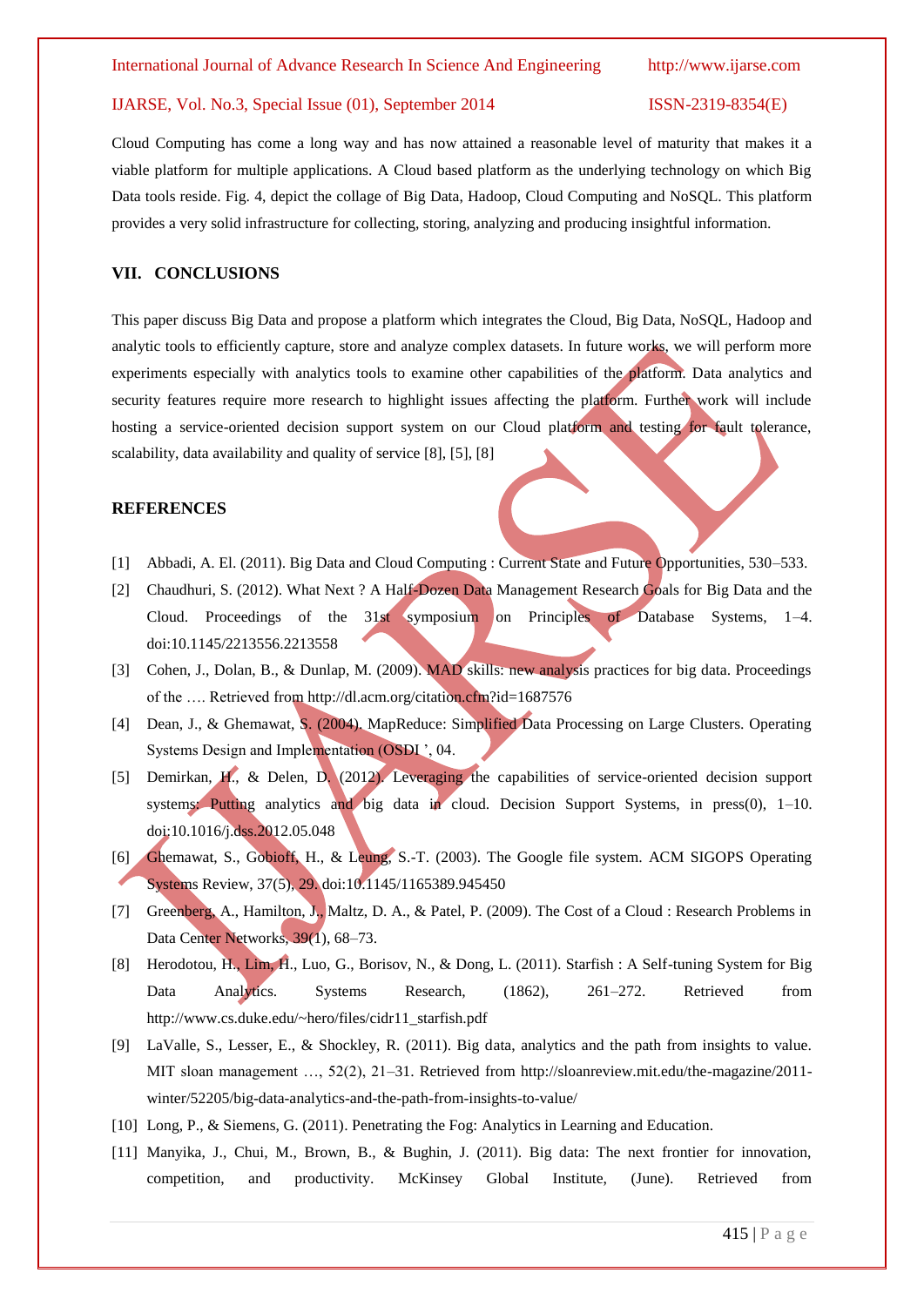Cloud Computing has come a long way and has now attained a reasonable level of maturity that makes it a viable platform for multiple applications. A Cloud based platform as the underlying technology on which Big Data tools reside. Fig. 4, depict the collage of Big Data, Hadoop, Cloud Computing and NoSQL. This platform provides a very solid infrastructure for collecting, storing, analyzing and producing insightful information.

## VII. CONCLUSIONS

This paper discuss Big Data and propose a platform which integrates the Cloud, Big Data, NoSQL, Hadoop and analytic tools to efficiently capture, store and analyze complex datasets. In future works, we will perform more experiments especially with analytics tools to examine other capabilities of the platform. Data analytics and security features require more research to highlight issues affecting the platform. Further work will include hosting a service-oriented decision support system on our Cloud platform and testing for fault tolerance, scalability, data availability and quality of service [8], [5], [8]

## REFERENCES

[1] Abbadi, A. El. (2011). Big Data and Cloud Computing : Current State and Future Opportunities, 530–533.

[2] Chaudhuri, S. (2012). What Next ? A Half-Dozen Data Management Research Goals for Big Data and the Cloud. Proceedings of the 31st symposium on Principles of Database Systems, 1–4. doi:10.1145/2213556.2213558

[3] Cohen, J., Dolan, B., & Dunlap, M. (2009). MAD skills: new analysis practices for big data. Proceedings of the …. Retrieved from http://dl.acm.org/citation.cfm?id=1687576

[4] Dean, J., & Ghemawat, S. (2004). MapReduce: Simplified Data Processing on Large Clusters. Operating Systems Design and Implementation (OSDI ', 04.

[5] Demirkan, H., & Delen, D. (2012). Leveraging the capabilities of service-oriented decision support systems: Putting analytics and big data in cloud. Decision Support Systems, in press(0), 1–10. doi:10.1016/j.dss.2012.05.048

[6] Ghemawat, S., Gobioff, H., & Leung, S.-T. (2003). The Google file system. ACM SIGOPS Operating Systems Review, 37(5), 29. doi:10.1145/1165389.945450

[7] Greenberg, A., Hamilton, J., Maltz, D. A., & Patel, P. (2009). The Cost of a Cloud : Research Problems in Data Center Networks, 39(1), 68–73.

[8] Herodotou, H., Lim, H., Luo, G., Borisov, N., & Dong, L. (2011). Starfish : A Self-tuning System for Big Data Analytics. Systems Research, (1862), 261–272. Retrieved from http://www.cs.duke.edu/~hero/files/cidr11_starfish.pdf

[9] LaValle, S., Lesser, E., & Shockley, R. (2011). Big data, analytics and the path from insights to value. MIT sloan management …, 52(2), 21–31. Retrieved from http://sloanreview.mit.edu/the-magazine/2011-winter/52205/big-data-analytics-and-the-path-from-insights-to-value/

[10] Long, P., & Siemens, G. (2011). Penetrating the Fog: Analytics in Learning and Education.

[11] Manyika, J., Chui, M., Brown, B., & Bughin, J. (2011). Big data: The next frontier for innovation, competition, and productivity. McKinsey Global Institute, (June). Retrieved from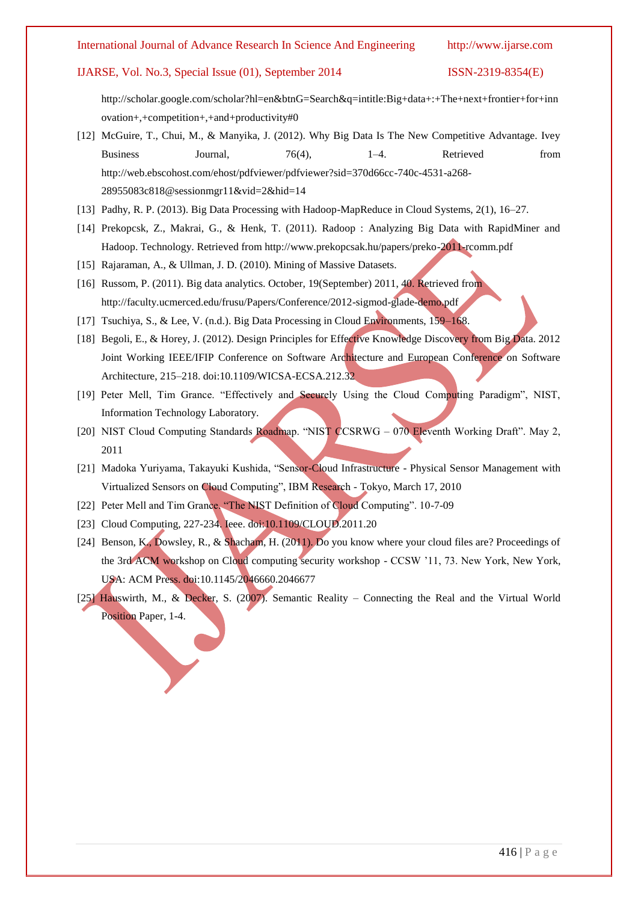http://scholar.google.com/scholar?hl=en&btnG=Search&q=intitle:Big+data+:+The+next+frontier+for+innovation+,+competition+,+and+productivity#0

[12] McGuire, T., Chui, M., & Manyika, J. (2012). Why Big Data Is The New Competitive Advantage. Ivey Business Journal, 76(4), 1–4. Retrieved from http://web.ebscohost.com/ehost/pdfviewer/pdfviewer?sid=370d66cc-740c-4531-a268-28955083c818@sessionmgr11&vid=2&hid=14

[13] Padhy, R. P. (2013). Big Data Processing with Hadoop-MapReduce in Cloud Systems, 2(1), 16–27.

[14] Prekopcsk, Z., Makrai, G., & Henk, T. (2011). Radoop : Analyzing Big Data with RapidMiner and Hadoop. Technology. Retrieved from http://www.prekopcsak.hu/papers/preko-2011-rcomm.pdf

[15] Rajaraman, A., & Ullman, J. D. (2010). Mining of Massive Datasets.

[16] Russom, P. (2011). Big data analytics. October, 19(September) 2011, 40. Retrieved from http://faculty.ucmerced.edu/frusu/Papers/Conference/2012-sigmod-glade-demo.pdf

[17] Tsuchiya, S., & Lee, V. (n.d.). Big Data Processing in Cloud Environments, 159–168.

[18] Begoli, E., & Horey, J. (2012). Design Principles for Effective Knowledge Discovery from Big Data. 2012 Joint Working IEEE/IFIP Conference on Software Architecture and European Conference on Software Architecture, 215–218. doi:10.1109/WICSA-ECSA.212.32

[19] Peter Mell, Tim Grance. "Effectively and Securely Using the Cloud Computing Paradigm", NIST, Information Technology Laboratory.

[20] NIST Cloud Computing Standards Roadmap. "NIST CCSRWG – 070 Eleventh Working Draft". May 2, 2011

[21] Madoka Yuriyama, Takayuki Kushida, "Sensor-Cloud Infrastructure - Physical Sensor Management with Virtualized Sensors on Cloud Computing", IBM Research - Tokyo, March 17, 2010

[22] Peter Mell and Tim Grance. "The NIST Definition of Cloud Computing". 10-7-09

[23] Cloud Computing, 227-234. Ieee. doi:10.1109/CLOUD.2011.20

[24] Benson, K., Dowsley, R., & Shacham, H. (2011). Do you know where your cloud files are? Proceedings of the 3rd ACM workshop on Cloud computing security workshop - CCSW '11, 73. New York, New York, USA: ACM Press. doi:10.1145/2046660.2046677

[25] Hauswirth, M., & Decker, S. (2007). Semantic Reality – Connecting the Real and the Virtual World Position Paper, 1-4.